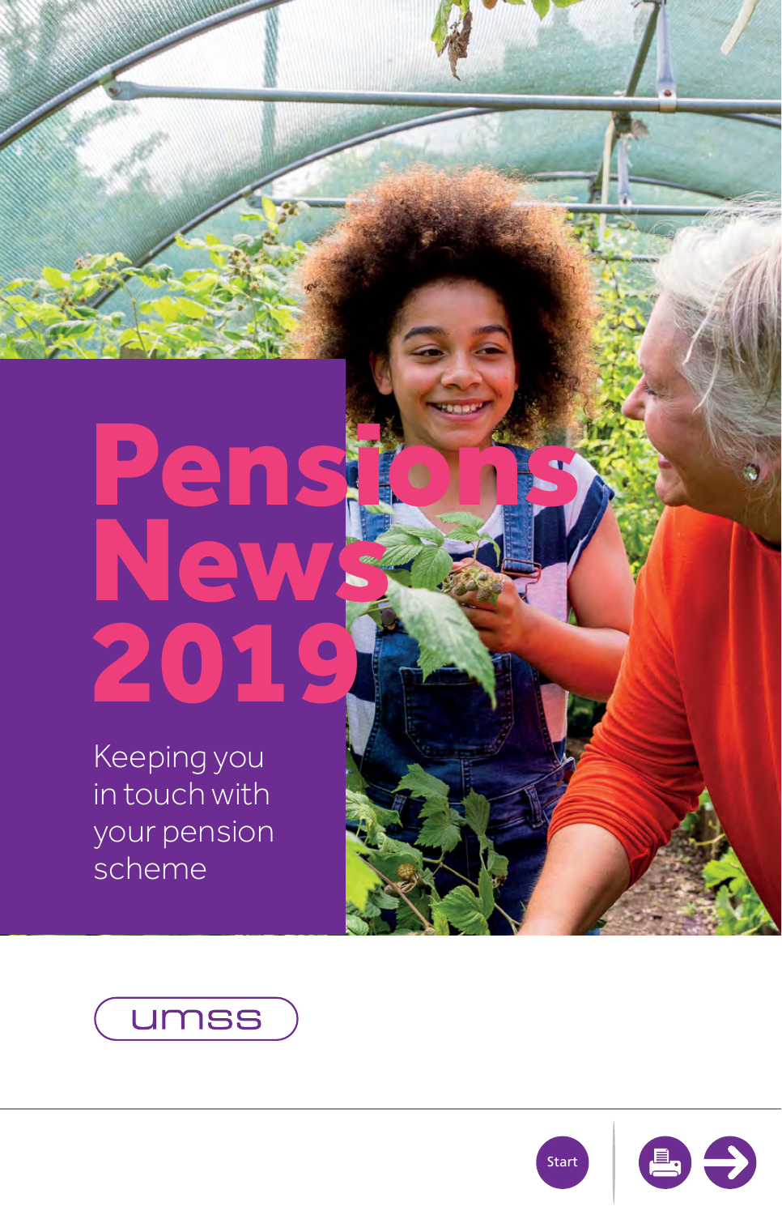# Pensions News 2019

Keeping you in touch with your pension scheme

umss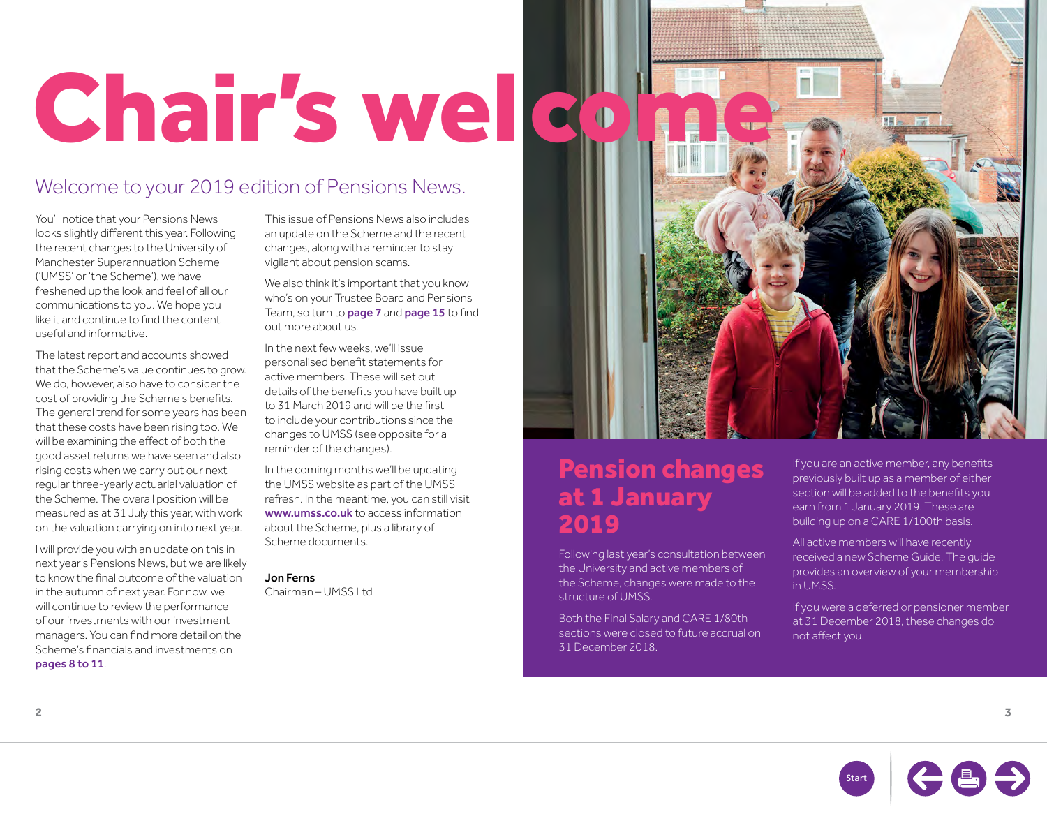# Chair's welcome

## Welcome to your 2019 edition of Pensions News.

You'll notice that your Pensions News looks slightly different this year. Following the recent changes to the University of Manchester Superannuation Scheme ('UMSS' or 'the Scheme'), we have freshened up the look and feel of all our communications to you. We hope you like it and continue to find the content useful and informative.

The latest report and accounts showed that the Scheme's value continues to grow. We do, however, also have to consider the cost of providing the Scheme's benefits. The general trend for some years has been that these costs have been rising too. We will be examining the effect of both the good asset returns we have seen and also rising costs when we carry out our next regular three-yearly actuarial valuation of the Scheme. The overall position will be measured as at 31 July this year, with work on the valuation carrying on into next year.

I will provide you with an update on this in next year's Pensions News, but we are likely to know the final outcome of the valuation in the autumn of next year. For now, we will continue to review the performance of our investments with our investment managers. You can find more detail on the Scheme's financials and investments on **pages 8 to 11**.

This issue of Pensions News also includes an update on the Scheme and the recent changes, along with a reminder to stay vigilant about pension scams.

We also think it's important that you know who's on your Trustee Board and Pensions Team, so turn to **page 7** and **page 15** to find out more about us.

In the next few weeks, we'll issue personalised benefit statements for active members. These will set out details of the benefits you have built up to 31 March 2019 and will be the first to include your contributions since the changes to UMSS (see opposite for a reminder of the changes).

In the coming months we'll be updating the UMSS website as part of the UMSS refresh. In the meantime, you can still visit **www.umss.co.uk** to access information about the Scheme, plus a library of Scheme documents.

**Jon Ferns**
Chairman – UMSS Ltd

## Pension changes at 1 January 2019

Following last year's consultation between the University and active members of the Scheme, changes were made to the structure of UMSS.

Both the Final Salary and CARE 1/80th sections were closed to future accrual on 31 December 2018.

If you are an active member, any benefits previously built up as a member of either section will be added to the benefits you earn from 1 January 2019. These are building up on a CARE 1/100th basis.

All active members will have recently received a new Scheme Guide. The guide provides an overview of your membership in UMSS.

If you were a deferred or pensioner member at 31 December 2018, these changes do not affect you.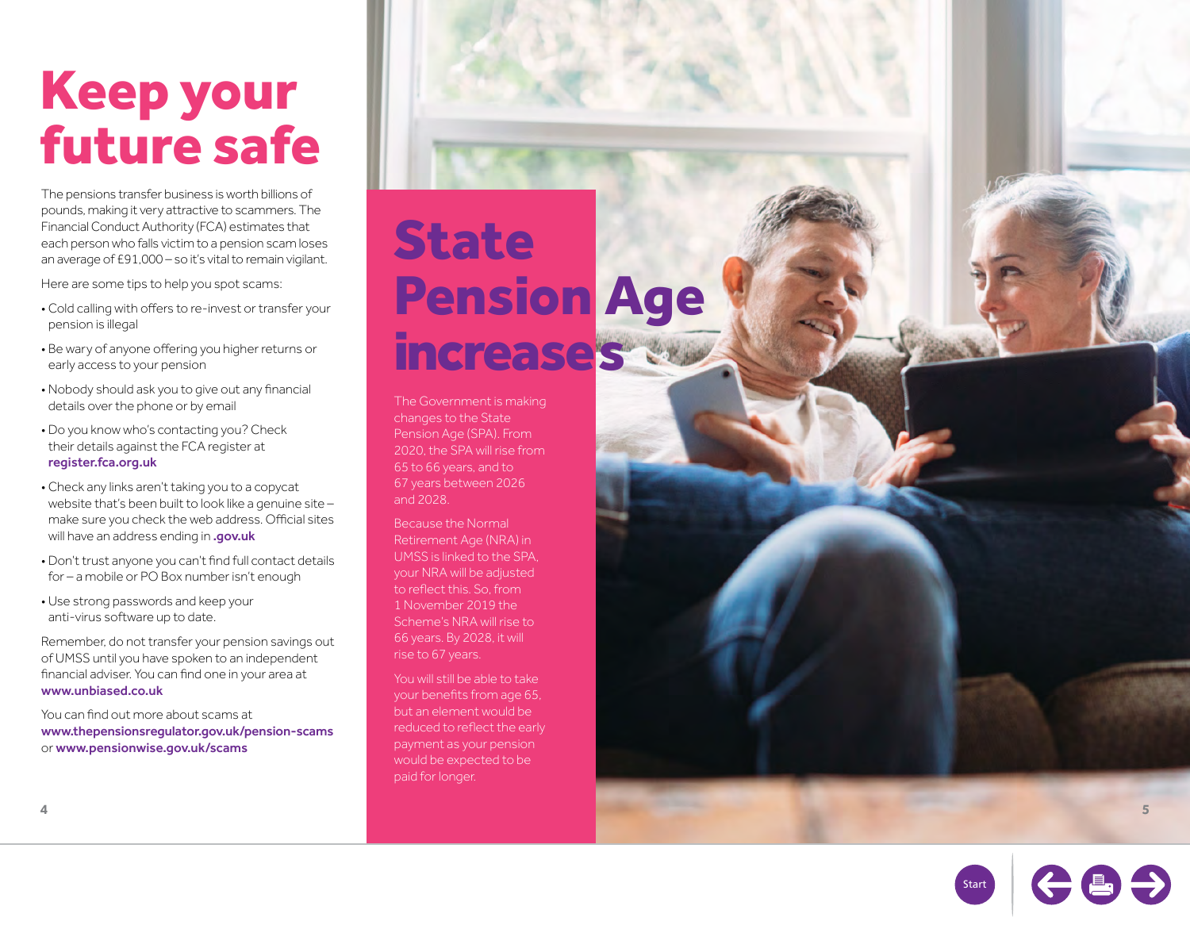# Keep your future safe

The pensions transfer business is worth billions of pounds, making it very attractive to scammers. The Financial Conduct Authority (FCA) estimates that each person who falls victim to a pension scam loses an average of £91,000 – so it's vital to remain vigilant.

Here are some tips to help you spot scams:

- Cold calling with offers to re-invest or transfer your pension is illegal
- Be wary of anyone offering you higher returns or early access to your pension
- Nobody should ask you to give out any financial details over the phone or by email
- Do you know who's contacting you? Check their details against the FCA register at **register.fca.org.uk**
- Check any links aren't taking you to a copycat website that's been built to look like a genuine site – make sure you check the web address. Official sites will have an address ending in **.gov.uk**
- Don't trust anyone you can't find full contact details for – a mobile or PO Box number isn't enough
- Use strong passwords and keep your anti-virus software up to date.

Remember, do not transfer your pension savings out of UMSS until you have spoken to an independent financial adviser. You can find one in your area at **www.unbiased.co.uk**

You can find out more about scams at **www.thepensionsregulator.gov.uk/pension-scams** or **www.pensionwise.gov.uk/scams**

# State Pension Age increases

The Government is making changes to the State Pension Age (SPA). From 2020, the SPA will rise from 65 to 66 years, and to 67 years between 2026 and 2028.

Because the Normal Retirement Age (NRA) in UMSS is linked to the SPA, your NRA will be adjusted to reflect this. So, from 1 November 2019 the Scheme's NRA will rise to 66 years. By 2028, it will rise to 67 years.

You will still be able to take your benefits from age 65, but an element would be reduced to reflect the early payment as your pension would be expected to be paid for longer.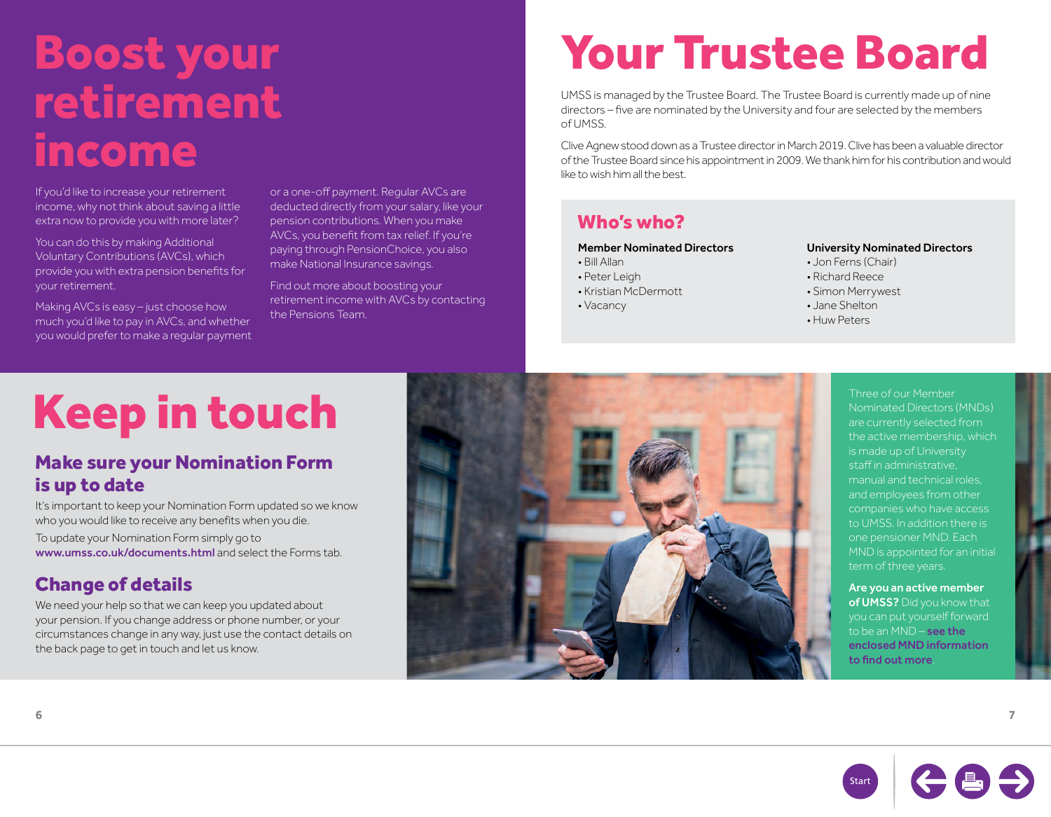# Boost your retirement income

If you'd like to increase your retirement income, why not think about saving a little extra now to provide you with more later?

You can do this by making Additional Voluntary Contributions (AVCs), which provide you with extra pension benefits for your retirement.

Making AVCs is easy – just choose how much you'd like to pay in AVCs, and whether you would prefer to make a regular payment or a one-off payment. Regular AVCs are deducted directly from your salary, like your pension contributions. When you make AVCs, you benefit from tax relief. If you're paying through PensionChoice, you also make National Insurance savings.

Find out more about boosting your retirement income with AVCs by contacting the Pensions Team.

# Your Trustee Board

UMSS is managed by the Trustee Board. The Trustee Board is currently made up of nine directors – five are nominated by the University and four are selected by the members of UMSS.

Clive Agnew stood down as a Trustee director in March 2019. Clive has been a valuable director of the Trustee Board since his appointment in 2009. We thank him for his contribution and would like to wish him all the best.

## Who's who?

**Member Nominated Directors**
- Bill Allan
- Peter Leigh
- Kristian McDermott
- Vacancy

**University Nominated Directors**
- Jon Ferns (Chair)
- Richard Reece
- Simon Merrywest
- Jane Shelton
- Huw Peters

Three of our Member Nominated Directors (MNDs) are currently selected from the active membership, which is made up of University staff in administrative, manual and technical roles, and employees from other companies who have access to UMSS. In addition there is one pensioner MND. Each MND is appointed for an initial term of three years.

**Are you an active member of UMSS?** Did you know that you can put yourself forward to be an MND – **see the enclosed MND information to find out more**.

# Keep in touch

## Make sure your Nomination Form is up to date

It's important to keep your Nomination Form updated so we know who you would like to receive any benefits when you die.

To update your Nomination Form simply go to **www.umss.co.uk/documents.html** and select the Forms tab.

## Change of details

We need your help so that we can keep you updated about your pension. If you change address or phone number, or your circumstances change in any way, just use the contact details on the back page to get in touch and let us know.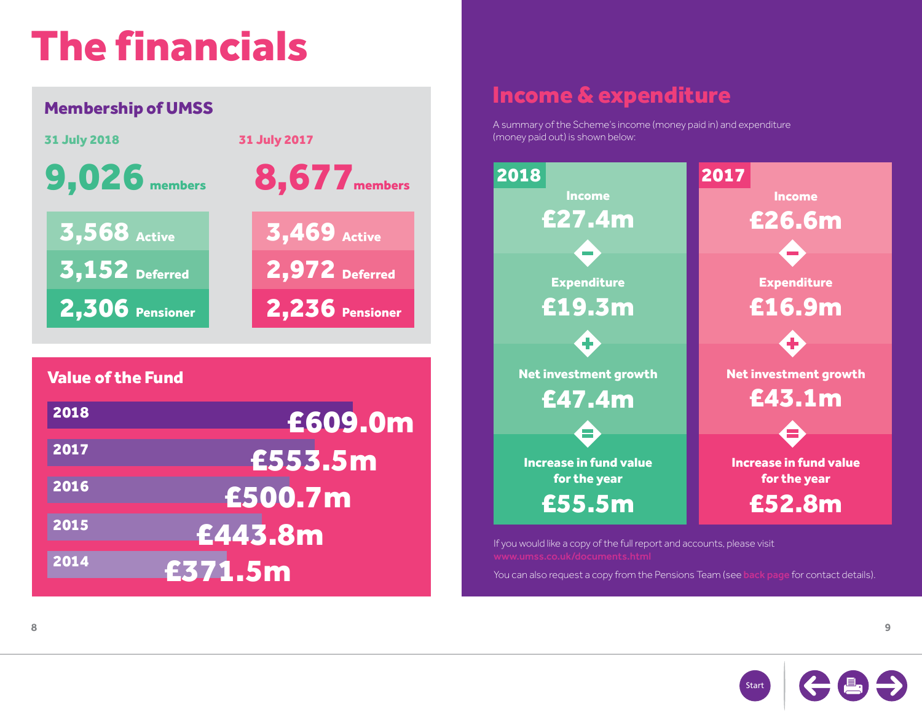# The financials

## Membership of UMSS

| | 31 July 2018 | 31 July 2017 |
|---|---|---|
| Members | 9,026 | 8,677 |
| Active | 3,568 | 3,469 |
| Deferred | 3,152 | 2,972 |
| Pensioner | 2,306 | 2,236 |

## Value of the Fund

| Year | Value |
|---|---|
| 2018 | £609.0m |
| 2017 | £553.5m |
| 2016 | £500.7m |
| 2015 | £443.8m |
| 2014 | £371.5m |

## Income & expenditure

A summary of the Scheme's income (money paid in) and expenditure (money paid out) is shown below:

| | 2018 | 2017 |
|---|---|---|
| Income | £27.4m | £26.6m |
| − Expenditure | £19.3m | £16.9m |
| + Net investment growth | £47.4m | £43.1m |
| = Increase in fund value for the year | £55.5m | £52.8m |

If you would like a copy of the full report and accounts, please visit www.umss.co.uk/documents.html

You can also request a copy from the Pensions Team (see back page for contact details).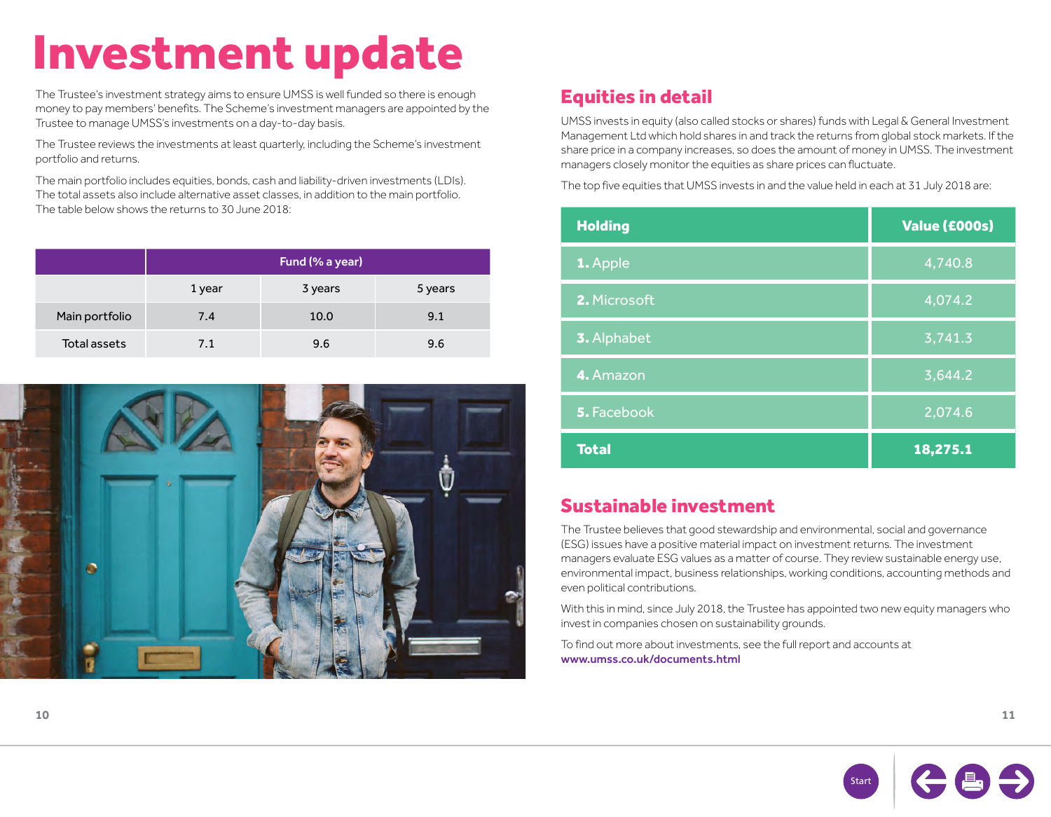# Investment update

The Trustee's investment strategy aims to ensure UMSS is well funded so there is enough money to pay members' benefits. The Scheme's investment managers are appointed by the Trustee to manage UMSS's investments on a day-to-day basis.

The Trustee reviews the investments at least quarterly, including the Scheme's investment portfolio and returns.

The main portfolio includes equities, bonds, cash and liability-driven investments (LDIs). The total assets also include alternative asset classes, in addition to the main portfolio. The table below shows the returns to 30 June 2018:

| | Fund (% a year) | | |
|---|---|---|---|
| | 1 year | 3 years | 5 years |
| Main portfolio | 7.4 | 10.0 | 9.1 |
| Total assets | 7.1 | 9.6 | 9.6 |

## Equities in detail

UMSS invests in equity (also called stocks or shares) funds with Legal & General Investment Management Ltd which hold shares in and track the returns from global stock markets. If the share price in a company increases, so does the amount of money in UMSS. The investment managers closely monitor the equities as share prices can fluctuate.

The top five equities that UMSS invests in and the value held in each at 31 July 2018 are:

| Holding | Value (£000s) |
|---|---|
| **1.** Apple | 4,740.8 |
| **2.** Microsoft | 4,074.2 |
| **3.** Alphabet | 3,741.3 |
| **4.** Amazon | 3,644.2 |
| **5.** Facebook | 2,074.6 |
| **Total** | **18,275.1** |

## Sustainable investment

The Trustee believes that good stewardship and environmental, social and governance (ESG) issues have a positive material impact on investment returns. The investment managers evaluate ESG values as a matter of course. They review sustainable energy use, environmental impact, business relationships, working conditions, accounting methods and even political contributions.

With this in mind, since July 2018, the Trustee has appointed two new equity managers who invest in companies chosen on sustainability grounds.

To find out more about investments, see the full report and accounts at **www.umss.co.uk/documents.html**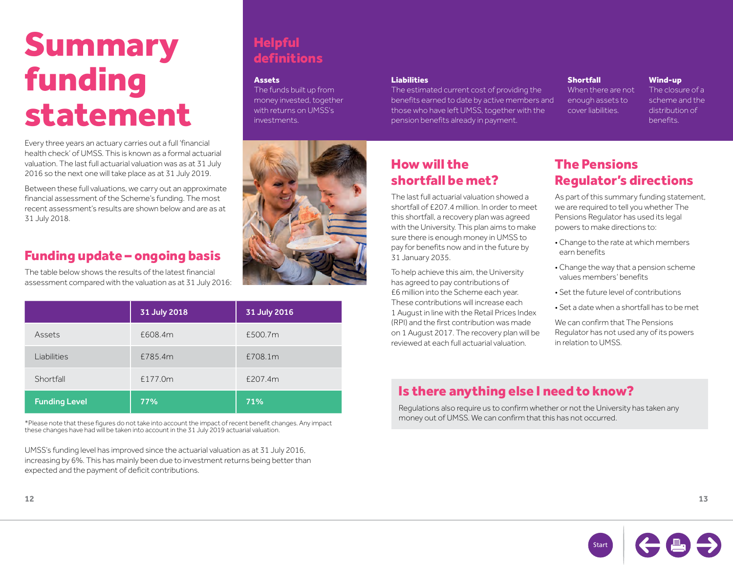# Summary funding statement

Every three years an actuary carries out a full 'financial health check' of UMSS. This is known as a formal actuarial valuation. The last full actuarial valuation was as at 31 July 2016 so the next one will take place as at 31 July 2019.

Between these full valuations, we carry out an approximate financial assessment of the Scheme's funding. The most recent assessment's results are shown below and are as at 31 July 2018.

## Funding update – ongoing basis

The table below shows the results of the latest financial assessment compared with the valuation as at 31 July 2016:

| | 31 July 2018 | 31 July 2016 |
|---|---|---|
| Assets | £608.4m | £500.7m |
| Liabilities | £785.4m | £708.1m |
| Shortfall | £177.0m | £207.4m |
| **Funding Level** | **77%** | **71%** |

*Please note that these figures do not take into account the impact of recent benefit changes. Any impact these changes have had will be taken into account in the 31 July 2019 actuarial valuation.

UMSS's funding level has improved since the actuarial valuation as at 31 July 2016, increasing by 6%. This has mainly been due to investment returns being better than expected and the payment of deficit contributions.

## Helpful definitions

**Assets**
The funds built up from money invested, together with returns on UMSS's investments.

**Liabilities**
The estimated current cost of providing the benefits earned to date by active members and those who have left UMSS, together with the pension benefits already in payment.

**Shortfall**
When there are not enough assets to cover liabilities.

**Wind-up**
The closure of a scheme and the distribution of benefits.

## How will the shortfall be met?

The last full actuarial valuation showed a shortfall of £207.4 million. In order to meet this shortfall, a recovery plan was agreed with the University. This plan aims to make sure there is enough money in UMSS to pay for benefits now and in the future by 31 January 2035.

To help achieve this aim, the University has agreed to pay contributions of £6 million into the Scheme each year. These contributions will increase each 1 August in line with the Retail Prices Index (RPI) and the first contribution was made on 1 August 2017. The recovery plan will be reviewed at each full actuarial valuation.

## The Pensions Regulator's directions

As part of this summary funding statement, we are required to tell you whether The Pensions Regulator has used its legal powers to make directions to:

- Change to the rate at which members earn benefits
- Change the way that a pension scheme values members' benefits
- Set the future level of contributions
- Set a date when a shortfall has to be met

We can confirm that The Pensions Regulator has not used any of its powers in relation to UMSS.

## Is there anything else I need to know?

Regulations also require us to confirm whether or not the University has taken any money out of UMSS. We can confirm that this has not occurred.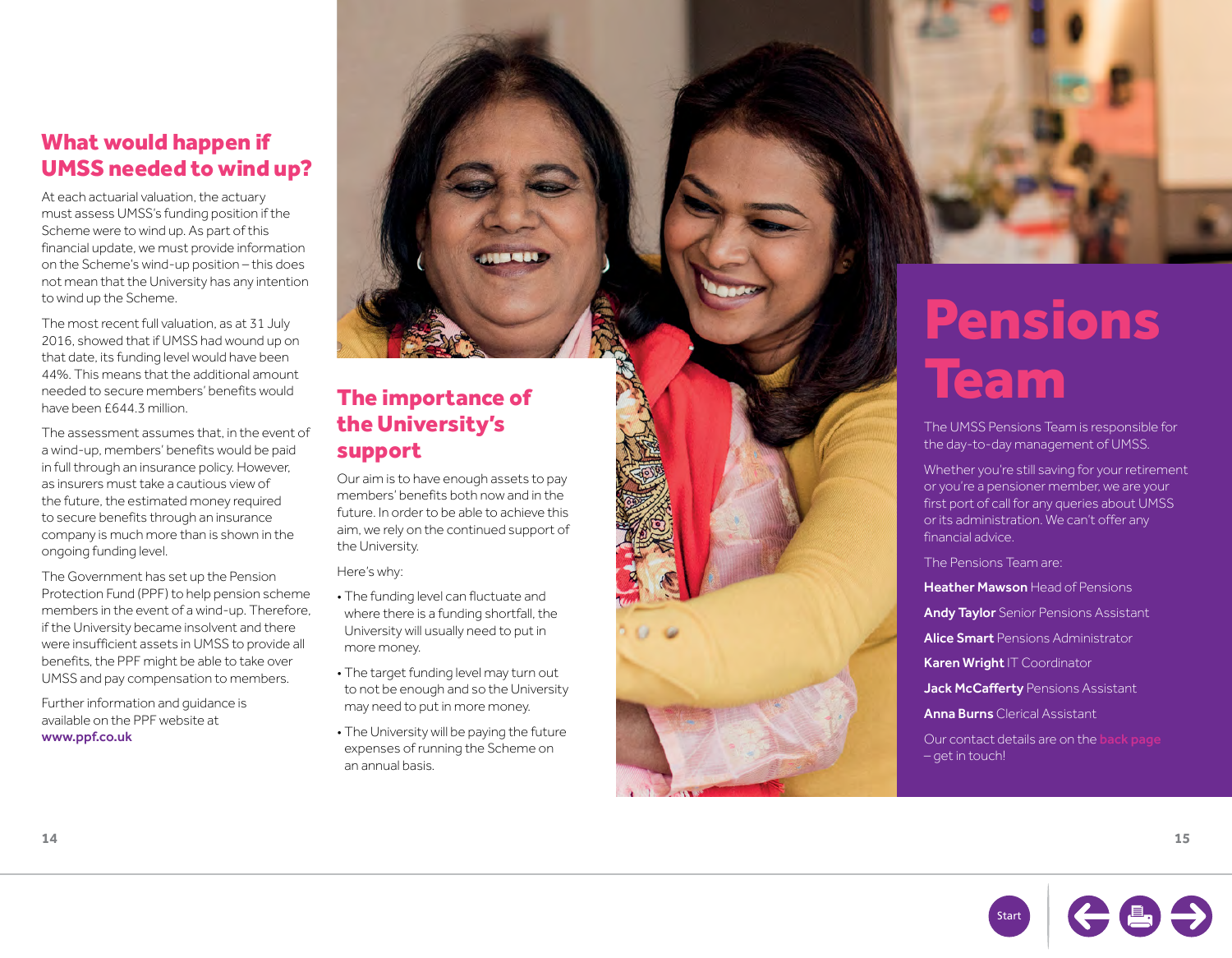## What would happen if UMSS needed to wind up?

At each actuarial valuation, the actuary must assess UMSS's funding position if the Scheme were to wind up. As part of this financial update, we must provide information on the Scheme's wind-up position – this does not mean that the University has any intention to wind up the Scheme.

The most recent full valuation, as at 31 July 2016, showed that if UMSS had wound up on that date, its funding level would have been 44%. This means that the additional amount needed to secure members' benefits would have been £644.3 million.

The assessment assumes that, in the event of a wind-up, members' benefits would be paid in full through an insurance policy. However, as insurers must take a cautious view of the future, the estimated money required to secure benefits through an insurance company is much more than is shown in the ongoing funding level.

The Government has set up the Pension Protection Fund (PPF) to help pension scheme members in the event of a wind-up. Therefore, if the University became insolvent and there were insufficient assets in UMSS to provide all benefits, the PPF might be able to take over UMSS and pay compensation to members.

Further information and guidance is available on the PPF website at **www.ppf.co.uk**

## The importance of the University's support

Our aim is to have enough assets to pay members' benefits both now and in the future. In order to be able to achieve this aim, we rely on the continued support of the University.

Here's why:

- The funding level can fluctuate and where there is a funding shortfall, the University will usually need to put in more money.
- The target funding level may turn out to not be enough and so the University may need to put in more money.
- The University will be paying the future expenses of running the Scheme on an annual basis.

# Pensions Team

The UMSS Pensions Team is responsible for the day-to-day management of UMSS.

Whether you're still saving for your retirement or you're a pensioner member, we are your first port of call for any queries about UMSS or its administration. We can't offer any financial advice.

The Pensions Team are:

**Heather Mawson** Head of Pensions

**Andy Taylor** Senior Pensions Assistant

**Alice Smart** Pensions Administrator

**Karen Wright** IT Coordinator

**Jack McCafferty** Pensions Assistant

**Anna Burns** Clerical Assistant

Our contact details are on the back page – get in touch!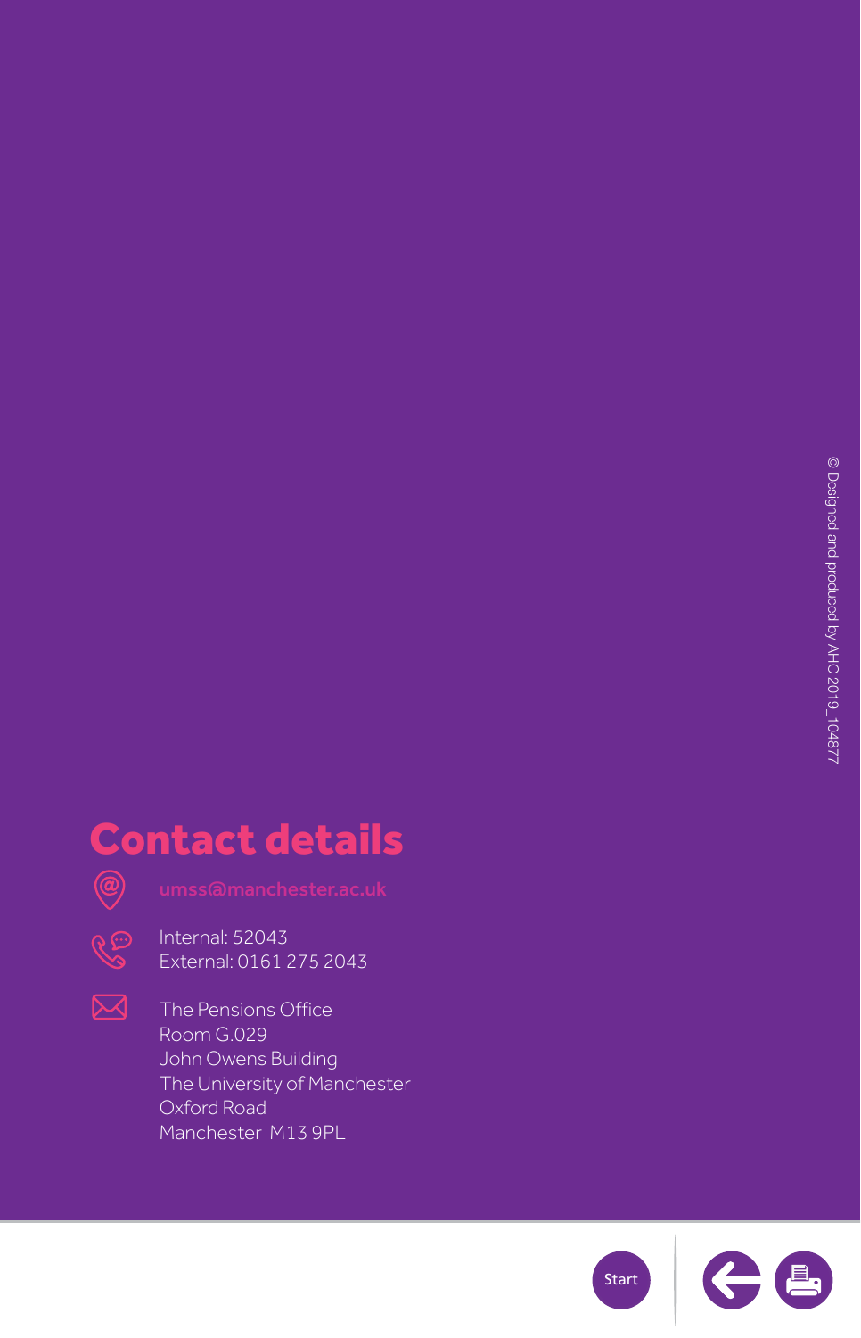## Contact details

umss@manchester.ac.uk

Internal: 52043
External: 0161 275 2043

The Pensions Office
Room G.029
John Owens Building
The University of Manchester
Oxford Road
Manchester M13 9PL

© Designed and produced by AHC 2019_10487